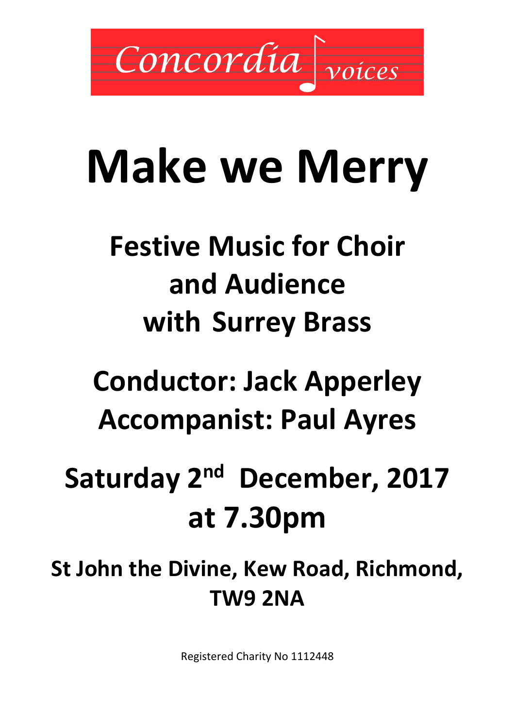Concordia voices

# Make we Merry

## Festive Music for Choir and Audience with Surrey Brass

## Conductor: Jack Apperley
## Accompanist: Paul Ayres

## Saturday 2nd December, 2017 at 7.30pm

### St John the Divine, Kew Road, Richmond, TW9 2NA

Registered Charity No 1112448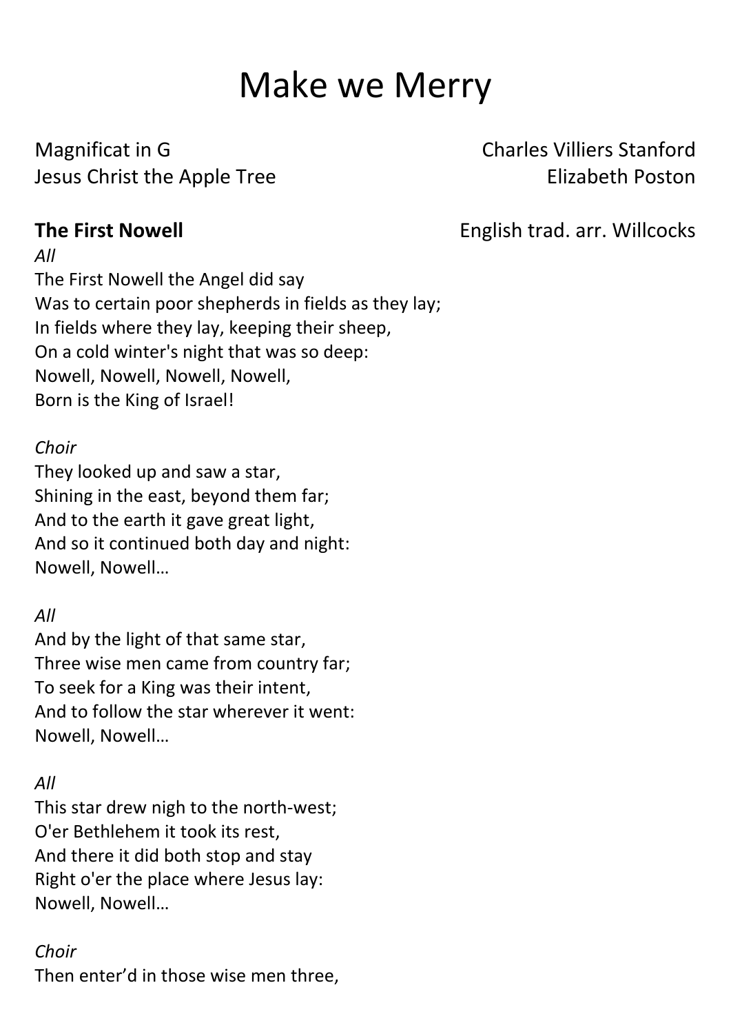# Make we Merry

Magnificat in G — Charles Villiers Stanford
Jesus Christ the Apple Tree — Elizabeth Poston

**The First Nowell** — English trad. arr. Willcocks

*All*
The First Nowell the Angel did say
Was to certain poor shepherds in fields as they lay;
In fields where they lay, keeping their sheep,
On a cold winter's night that was so deep:
Nowell, Nowell, Nowell, Nowell,
Born is the King of Israel!

*Choir*
They looked up and saw a star,
Shining in the east, beyond them far;
And to the earth it gave great light,
And so it continued both day and night:
Nowell, Nowell…

*All*
And by the light of that same star,
Three wise men came from country far;
To seek for a King was their intent,
And to follow the star wherever it went:
Nowell, Nowell…

*All*
This star drew nigh to the north-west;
O'er Bethlehem it took its rest,
And there it did both stop and stay
Right o'er the place where Jesus lay:
Nowell, Nowell…

*Choir*
Then enter'd in those wise men three,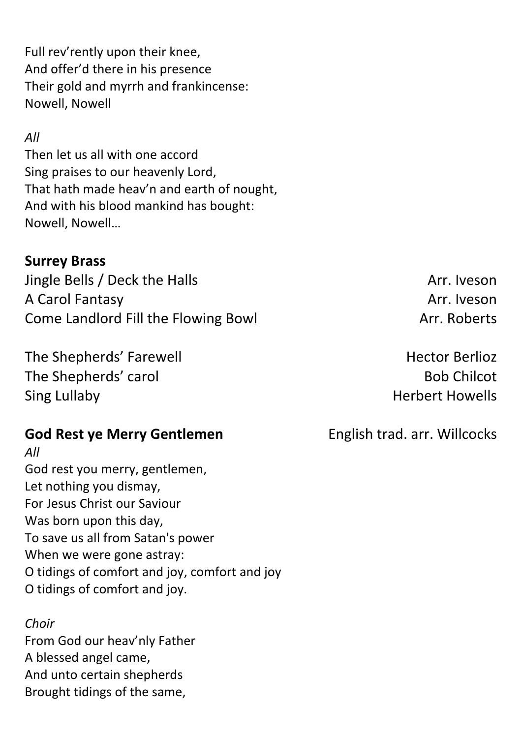Full rev'rently upon their knee,
And offer'd there in his presence
Their gold and myrrh and frankincense:
Nowell, Nowell

*All*
Then let us all with one accord
Sing praises to our heavenly Lord,
That hath made heav'n and earth of nought,
And with his blood mankind has bought:
Nowell, Nowell…

**Surrey Brass**

Jingle Bells / Deck the Halls — Arr. Iveson
A Carol Fantasy — Arr. Iveson
Come Landlord Fill the Flowing Bowl — Arr. Roberts

The Shepherds' Farewell — Hector Berlioz
The Shepherds' carol — Bob Chilcot
Sing Lullaby — Herbert Howells

**God Rest ye Merry Gentlemen** — English trad. arr. Willcocks

*All*
God rest you merry, gentlemen,
Let nothing you dismay,
For Jesus Christ our Saviour
Was born upon this day,
To save us all from Satan's power
When we were gone astray:
O tidings of comfort and joy, comfort and joy
O tidings of comfort and joy.

*Choir*
From God our heav'nly Father
A blessed angel came,
And unto certain shepherds
Brought tidings of the same,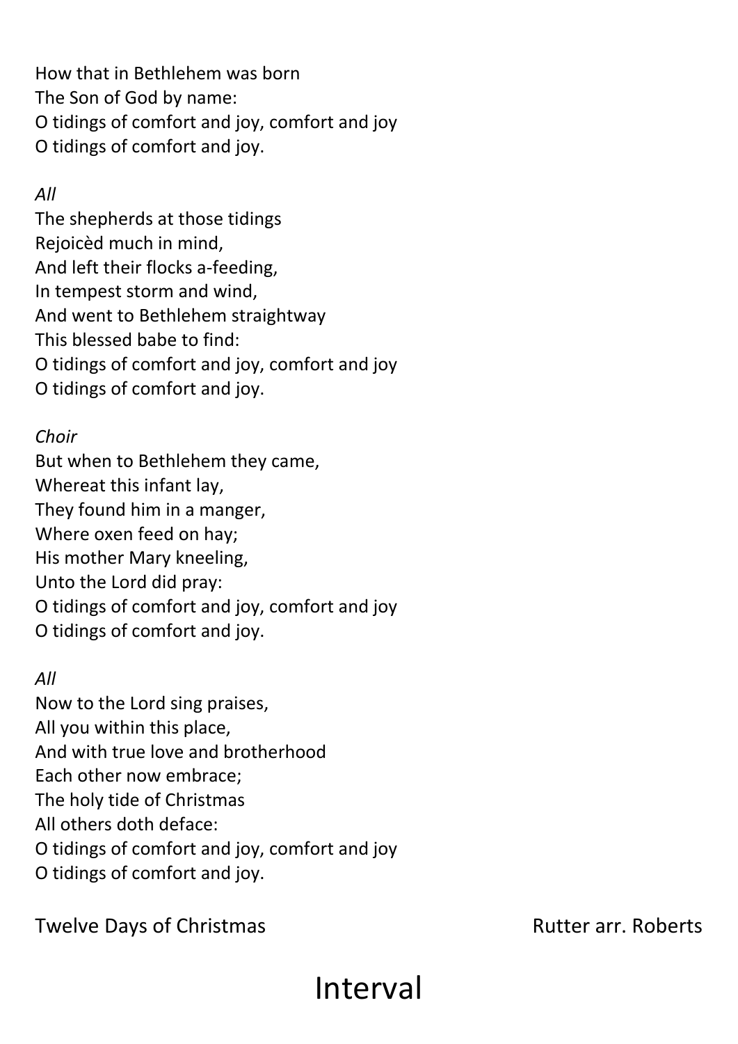How that in Bethlehem was born
The Son of God by name:
O tidings of comfort and joy, comfort and joy
O tidings of comfort and joy.

*All*
The shepherds at those tidings
Rejoicèd much in mind,
And left their flocks a-feeding,
In tempest storm and wind,
And went to Bethlehem straightway
This blessed babe to find:
O tidings of comfort and joy, comfort and joy
O tidings of comfort and joy.

*Choir*
But when to Bethlehem they came,
Whereat this infant lay,
They found him in a manger,
Where oxen feed on hay;
His mother Mary kneeling,
Unto the Lord did pray:
O tidings of comfort and joy, comfort and joy
O tidings of comfort and joy.

*All*
Now to the Lord sing praises,
All you within this place,
And with true love and brotherhood
Each other now embrace;
The holy tide of Christmas
All others doth deface:
O tidings of comfort and joy, comfort and joy
O tidings of comfort and joy.

Twelve Days of Christmas — Rutter arr. Roberts

# Interval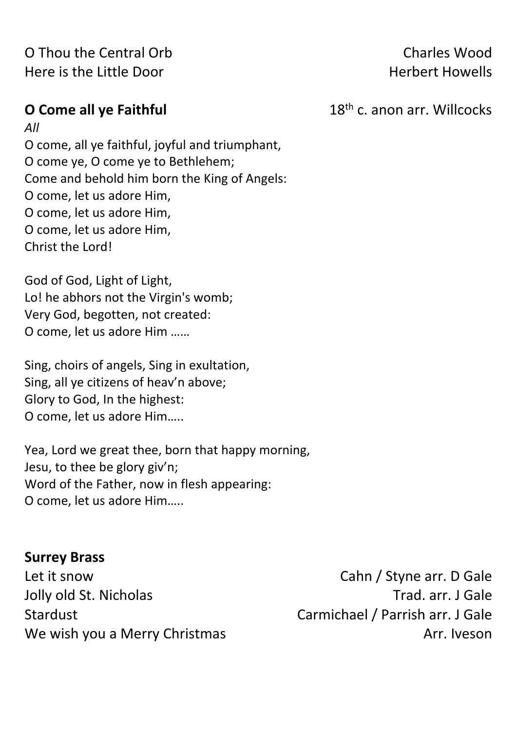O Thou the Central Orb — Charles Wood
Here is the Little Door — Herbert Howells

**O Come all ye Faithful** — 18th c. anon arr. Willcocks

*All*

O come, all ye faithful, joyful and triumphant,
O come ye, O come ye to Bethlehem;
Come and behold him born the King of Angels:
O come, let us adore Him,
O come, let us adore Him,
O come, let us adore Him,
Christ the Lord!

God of God, Light of Light,
Lo! he abhors not the Virgin's womb;
Very God, begotten, not created:
O come, let us adore Him ……

Sing, choirs of angels, Sing in exultation,
Sing, all ye citizens of heav'n above;
Glory to God, In the highest:
O come, let us adore Him…..

Yea, Lord we great thee, born that happy morning,
Jesu, to thee be glory giv'n;
Word of the Father, now in flesh appearing:
O come, let us adore Him…..

**Surrey Brass**

Let it snow — Cahn / Styne arr. D Gale
Jolly old St. Nicholas — Trad. arr. J Gale
Stardust — Carmichael / Parrish arr. J Gale
We wish you a Merry Christmas — Arr. Iveson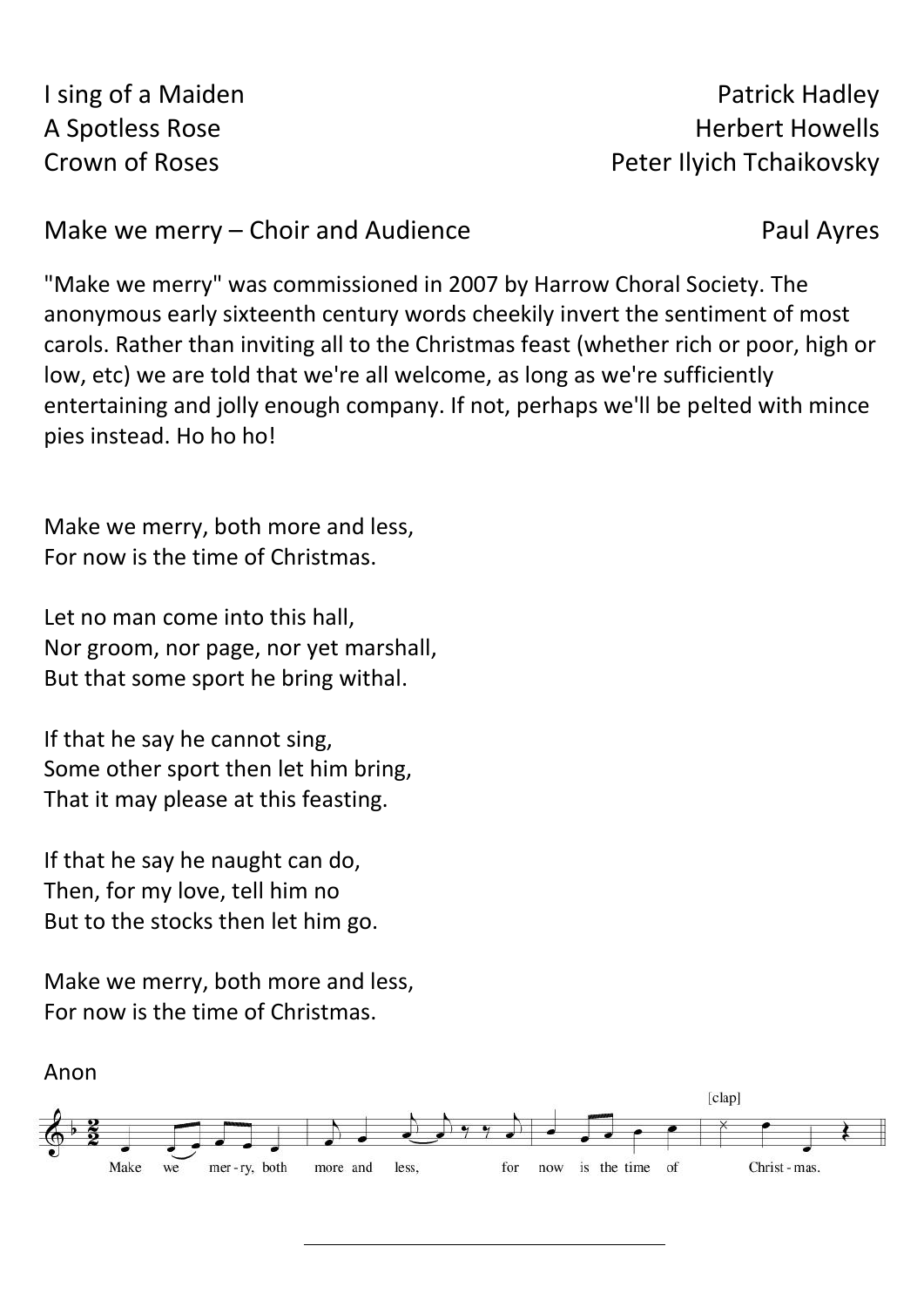I sing of a Maiden — Patrick Hadley

A Spotless Rose — Herbert Howells

Crown of Roses — Peter Ilyich Tchaikovsky

Make we merry – Choir and Audience — Paul Ayres

"Make we merry" was commissioned in 2007 by Harrow Choral Society. The anonymous early sixteenth century words cheekily invert the sentiment of most carols. Rather than inviting all to the Christmas feast (whether rich or poor, high or low, etc) we are told that we're all welcome, as long as we're sufficiently entertaining and jolly enough company. If not, perhaps we'll be pelted with mince pies instead. Ho ho ho!

Make we merry, both more and less,
For now is the time of Christmas.

Let no man come into this hall,
Nor groom, nor page, nor yet marshall,
But that some sport he bring withal.

If that he say he cannot sing,
Some other sport then let him bring,
That it may please at this feasting.

If that he say he naught can do,
Then, for my love, tell him no
But to the stocks then let him go.

Make we merry, both more and less,
For now is the time of Christmas.

Anon

[clap]

Make we mer-ry, both more and less, for now is the time of Christ-mas.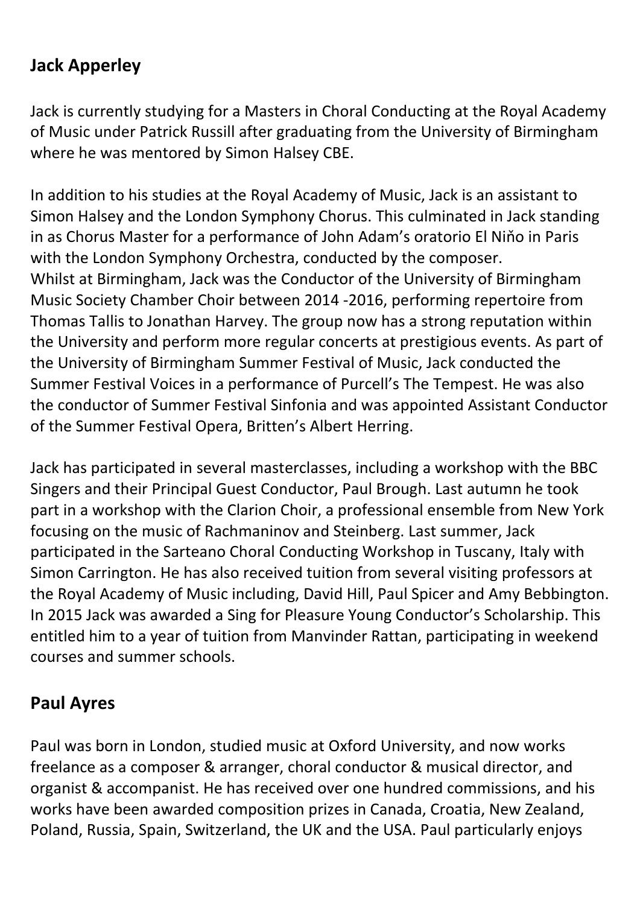## Jack Apperley

Jack is currently studying for a Masters in Choral Conducting at the Royal Academy of Music under Patrick Russill after graduating from the University of Birmingham where he was mentored by Simon Halsey CBE.

In addition to his studies at the Royal Academy of Music, Jack is an assistant to Simon Halsey and the London Symphony Chorus. This culminated in Jack standing in as Chorus Master for a performance of John Adam's oratorio El Niňo in Paris with the London Symphony Orchestra, conducted by the composer.
Whilst at Birmingham, Jack was the Conductor of the University of Birmingham Music Society Chamber Choir between 2014 -2016, performing repertoire from Thomas Tallis to Jonathan Harvey. The group now has a strong reputation within the University and perform more regular concerts at prestigious events. As part of the University of Birmingham Summer Festival of Music, Jack conducted the Summer Festival Voices in a performance of Purcell's The Tempest. He was also the conductor of Summer Festival Sinfonia and was appointed Assistant Conductor of the Summer Festival Opera, Britten's Albert Herring.

Jack has participated in several masterclasses, including a workshop with the BBC Singers and their Principal Guest Conductor, Paul Brough. Last autumn he took part in a workshop with the Clarion Choir, a professional ensemble from New York focusing on the music of Rachmaninov and Steinberg. Last summer, Jack participated in the Sarteano Choral Conducting Workshop in Tuscany, Italy with Simon Carrington. He has also received tuition from several visiting professors at the Royal Academy of Music including, David Hill, Paul Spicer and Amy Bebbington. In 2015 Jack was awarded a Sing for Pleasure Young Conductor's Scholarship. This entitled him to a year of tuition from Manvinder Rattan, participating in weekend courses and summer schools.

## Paul Ayres

Paul was born in London, studied music at Oxford University, and now works freelance as a composer & arranger, choral conductor & musical director, and organist & accompanist. He has received over one hundred commissions, and his works have been awarded composition prizes in Canada, Croatia, New Zealand, Poland, Russia, Spain, Switzerland, the UK and the USA. Paul particularly enjoys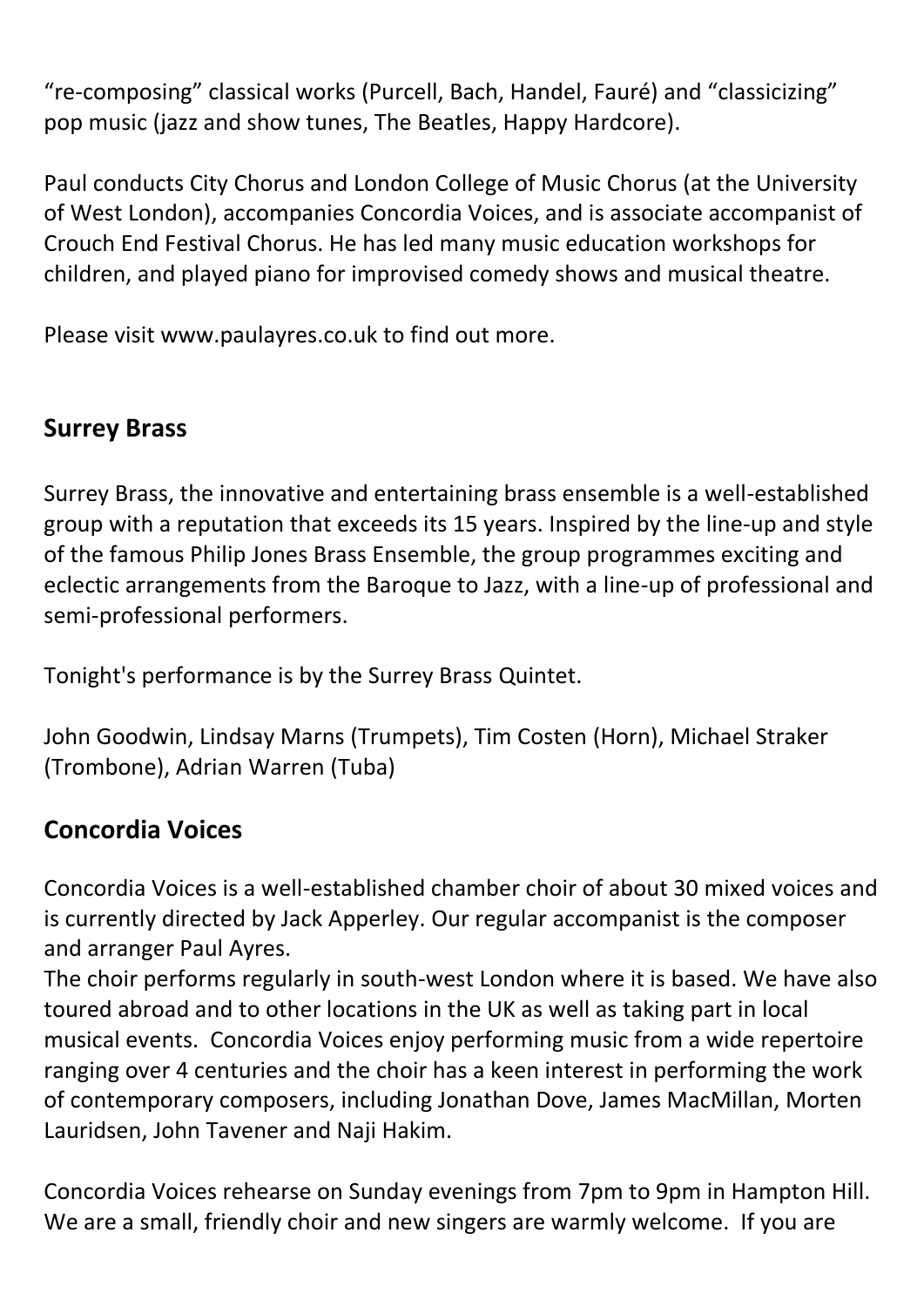“re-composing” classical works (Purcell, Bach, Handel, Fauré) and “classicizing” pop music (jazz and show tunes, The Beatles, Happy Hardcore).

Paul conducts City Chorus and London College of Music Chorus (at the University of West London), accompanies Concordia Voices, and is associate accompanist of Crouch End Festival Chorus. He has led many music education workshops for children, and played piano for improvised comedy shows and musical theatre.

Please visit www.paulayres.co.uk to find out more.

## Surrey Brass

Surrey Brass, the innovative and entertaining brass ensemble is a well-established group with a reputation that exceeds its 15 years. Inspired by the line-up and style of the famous Philip Jones Brass Ensemble, the group programmes exciting and eclectic arrangements from the Baroque to Jazz, with a line-up of professional and semi-professional performers.

Tonight's performance is by the Surrey Brass Quintet.

John Goodwin, Lindsay Marns (Trumpets), Tim Costen (Horn), Michael Straker (Trombone), Adrian Warren (Tuba)

## Concordia Voices

Concordia Voices is a well-established chamber choir of about 30 mixed voices and is currently directed by Jack Apperley. Our regular accompanist is the composer and arranger Paul Ayres.
The choir performs regularly in south-west London where it is based. We have also toured abroad and to other locations in the UK as well as taking part in local musical events. Concordia Voices enjoy performing music from a wide repertoire ranging over 4 centuries and the choir has a keen interest in performing the work of contemporary composers, including Jonathan Dove, James MacMillan, Morten Lauridsen, John Tavener and Naji Hakim.

Concordia Voices rehearse on Sunday evenings from 7pm to 9pm in Hampton Hill. We are a small, friendly choir and new singers are warmly welcome. If you are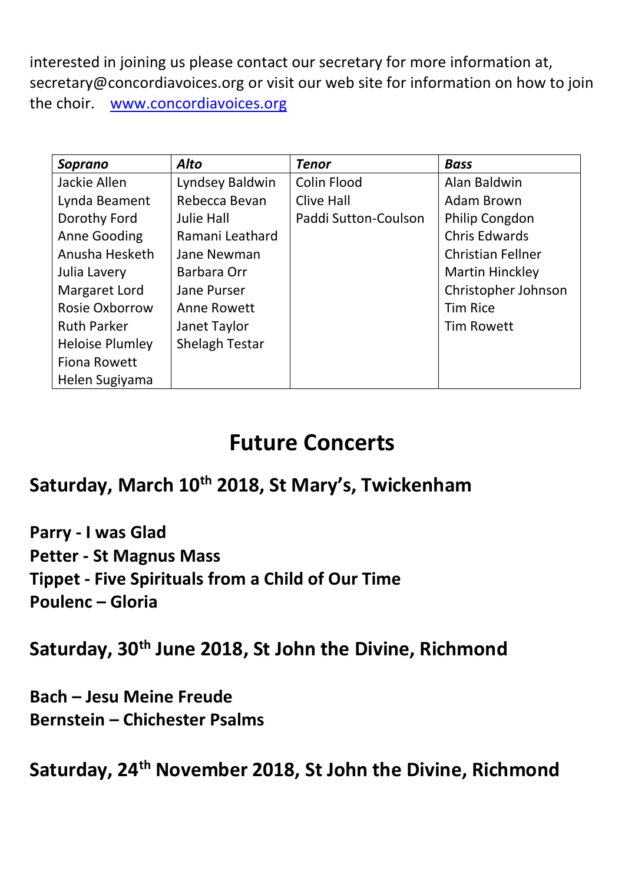interested in joining us please contact our secretary for more information at, secretary@concordiavoices.org or visit our web site for information on how to join the choir. [www.concordiavoices.org](www.concordiavoices.org)

| ***Soprano*** | ***Alto*** | ***Tenor*** | ***Bass*** |
|---|---|---|---|
| Jackie Allen | Lyndsey Baldwin | Colin Flood | Alan Baldwin |
| Lynda Beament | Rebecca Bevan | Clive Hall | Adam Brown |
| Dorothy Ford | Julie Hall | Paddi Sutton-Coulson | Philip Congdon |
| Anne Gooding | Ramani Leathard | | Chris Edwards |
| Anusha Hesketh | Jane Newman | | Christian Fellner |
| Julia Lavery | Barbara Orr | | Martin Hinckley |
| Margaret Lord | Jane Purser | | Christopher Johnson |
| Rosie Oxborrow | Anne Rowett | | Tim Rice |
| Ruth Parker | Janet Taylor | | Tim Rowett |
| Heloise Plumley | Shelagh Testar | | |
| Fiona Rowett | | | |
| Helen Sugiyama | | | |

# Future Concerts

## Saturday, March 10th 2018, St Mary's, Twickenham

**Parry - I was Glad**
**Petter - St Magnus Mass**
**Tippet - Five Spirituals from a Child of Our Time**
**Poulenc – Gloria**

## Saturday, 30th June 2018, St John the Divine, Richmond

**Bach – Jesu Meine Freude**
**Bernstein – Chichester Psalms**

## Saturday, 24th November 2018, St John the Divine, Richmond